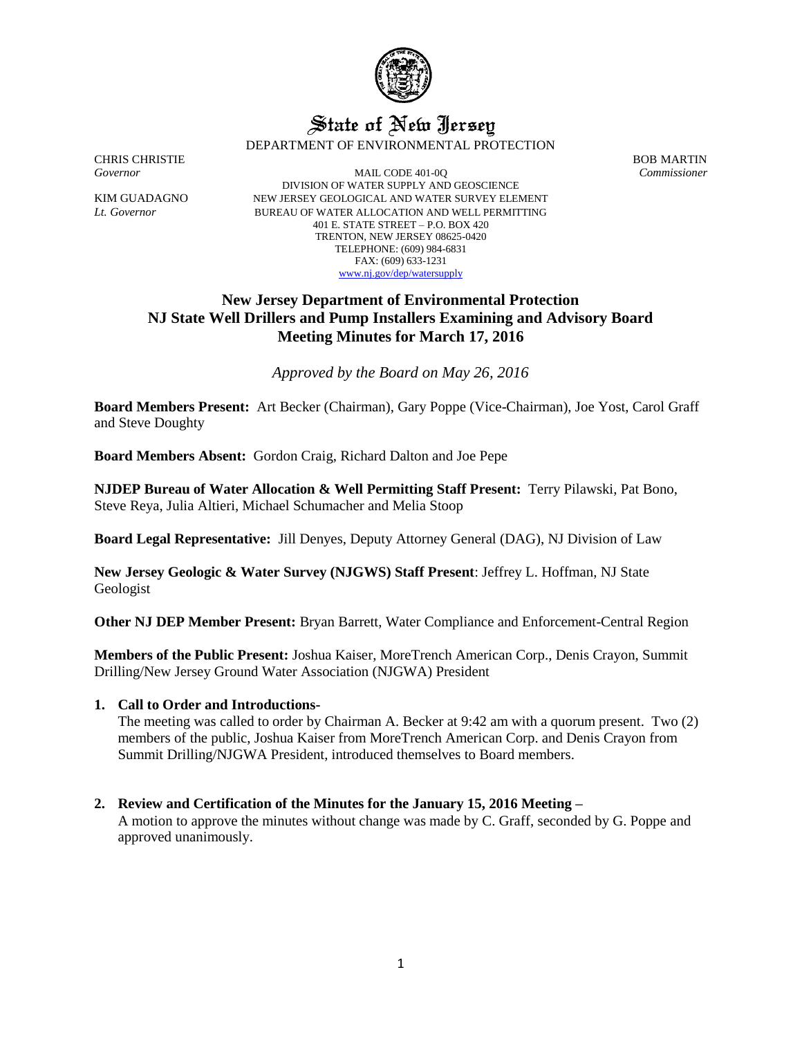# State of New Jersey

DEPARTMENT OF ENVIRONMENTAL PROTECTION

CHRIS CHRISTIE
*Governor*

KIM GUADAGNO
*Lt. Governor*

MAIL CODE 401-0Q
DIVISION OF WATER SUPPLY AND GEOSCIENCE
NEW JERSEY GEOLOGICAL AND WATER SURVEY ELEMENT
BUREAU OF WATER ALLOCATION AND WELL PERMITTING
401 E. STATE STREET – P.O. BOX 420
TRENTON, NEW JERSEY 08625-0420
TELEPHONE: (609) 984-6831
FAX: (609) 633-1231
www.nj.gov/dep/watersupply

BOB MARTIN
*Commissioner*

## New Jersey Department of Environmental Protection
## NJ State Well Drillers and Pump Installers Examining and Advisory Board
## Meeting Minutes for March 17, 2016

*Approved by the Board on May 26, 2016*

**Board Members Present:** Art Becker (Chairman), Gary Poppe (Vice-Chairman), Joe Yost, Carol Graff and Steve Doughty

**Board Members Absent:** Gordon Craig, Richard Dalton and Joe Pepe

**NJDEP Bureau of Water Allocation & Well Permitting Staff Present:** Terry Pilawski, Pat Bono, Steve Reya, Julia Altieri, Michael Schumacher and Melia Stoop

**Board Legal Representative:** Jill Denyes, Deputy Attorney General (DAG), NJ Division of Law

**New Jersey Geologic & Water Survey (NJGWS) Staff Present**: Jeffrey L. Hoffman, NJ State Geologist

**Other NJ DEP Member Present:** Bryan Barrett, Water Compliance and Enforcement-Central Region

**Members of the Public Present:** Joshua Kaiser, MoreTrench American Corp., Denis Crayon, Summit Drilling/New Jersey Ground Water Association (NJGWA) President

1. **Call to Order and Introductions-**
   The meeting was called to order by Chairman A. Becker at 9:42 am with a quorum present. Two (2) members of the public, Joshua Kaiser from MoreTrench American Corp. and Denis Crayon from Summit Drilling/NJGWA President, introduced themselves to Board members.

2. **Review and Certification of the Minutes for the January 15, 2016 Meeting –**
   A motion to approve the minutes without change was made by C. Graff, seconded by G. Poppe and approved unanimously.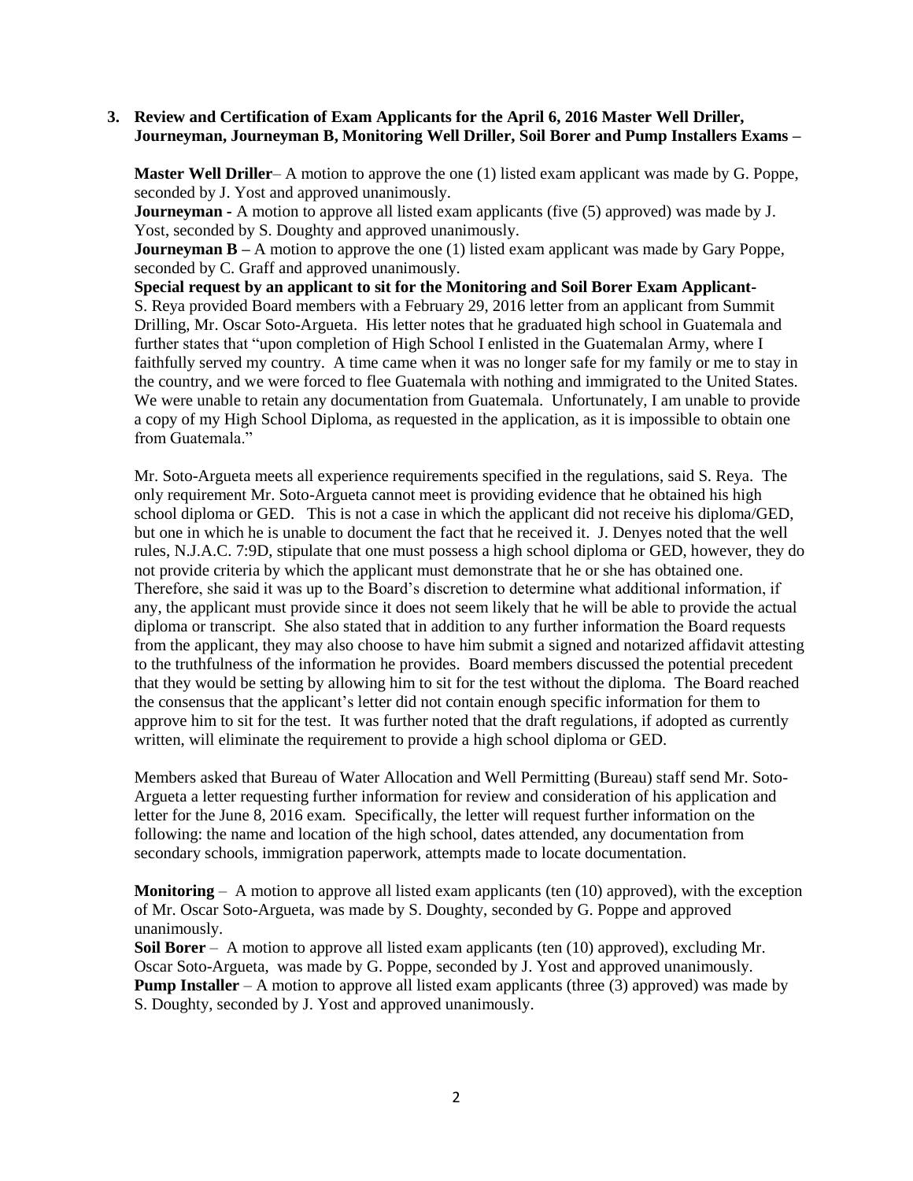**3. Review and Certification of Exam Applicants for the April 6, 2016 Master Well Driller, Journeyman, Journeyman B, Monitoring Well Driller, Soil Borer and Pump Installers Exams –**

**Master Well Driller**– A motion to approve the one (1) listed exam applicant was made by G. Poppe, seconded by J. Yost and approved unanimously.
**Journeyman -** A motion to approve all listed exam applicants (five (5) approved) was made by J. Yost, seconded by S. Doughty and approved unanimously.
**Journeyman B –** A motion to approve the one (1) listed exam applicant was made by Gary Poppe, seconded by C. Graff and approved unanimously.
**Special request by an applicant to sit for the Monitoring and Soil Borer Exam Applicant-**
S. Reya provided Board members with a February 29, 2016 letter from an applicant from Summit Drilling, Mr. Oscar Soto-Argueta. His letter notes that he graduated high school in Guatemala and further states that "upon completion of High School I enlisted in the Guatemalan Army, where I faithfully served my country. A time came when it was no longer safe for my family or me to stay in the country, and we were forced to flee Guatemala with nothing and immigrated to the United States. We were unable to retain any documentation from Guatemala. Unfortunately, I am unable to provide a copy of my High School Diploma, as requested in the application, as it is impossible to obtain one from Guatemala."

Mr. Soto-Argueta meets all experience requirements specified in the regulations, said S. Reya. The only requirement Mr. Soto-Argueta cannot meet is providing evidence that he obtained his high school diploma or GED. This is not a case in which the applicant did not receive his diploma/GED, but one in which he is unable to document the fact that he received it. J. Denyes noted that the well rules, N.J.A.C. 7:9D, stipulate that one must possess a high school diploma or GED, however, they do not provide criteria by which the applicant must demonstrate that he or she has obtained one. Therefore, she said it was up to the Board's discretion to determine what additional information, if any, the applicant must provide since it does not seem likely that he will be able to provide the actual diploma or transcript. She also stated that in addition to any further information the Board requests from the applicant, they may also choose to have him submit a signed and notarized affidavit attesting to the truthfulness of the information he provides. Board members discussed the potential precedent that they would be setting by allowing him to sit for the test without the diploma. The Board reached the consensus that the applicant's letter did not contain enough specific information for them to approve him to sit for the test. It was further noted that the draft regulations, if adopted as currently written, will eliminate the requirement to provide a high school diploma or GED.

Members asked that Bureau of Water Allocation and Well Permitting (Bureau) staff send Mr. Soto-Argueta a letter requesting further information for review and consideration of his application and letter for the June 8, 2016 exam. Specifically, the letter will request further information on the following: the name and location of the high school, dates attended, any documentation from secondary schools, immigration paperwork, attempts made to locate documentation.

**Monitoring** – A motion to approve all listed exam applicants (ten (10) approved), with the exception of Mr. Oscar Soto-Argueta, was made by S. Doughty, seconded by G. Poppe and approved unanimously.
**Soil Borer** – A motion to approve all listed exam applicants (ten (10) approved), excluding Mr. Oscar Soto-Argueta, was made by G. Poppe, seconded by J. Yost and approved unanimously.
**Pump Installer** – A motion to approve all listed exam applicants (three (3) approved) was made by S. Doughty, seconded by J. Yost and approved unanimously.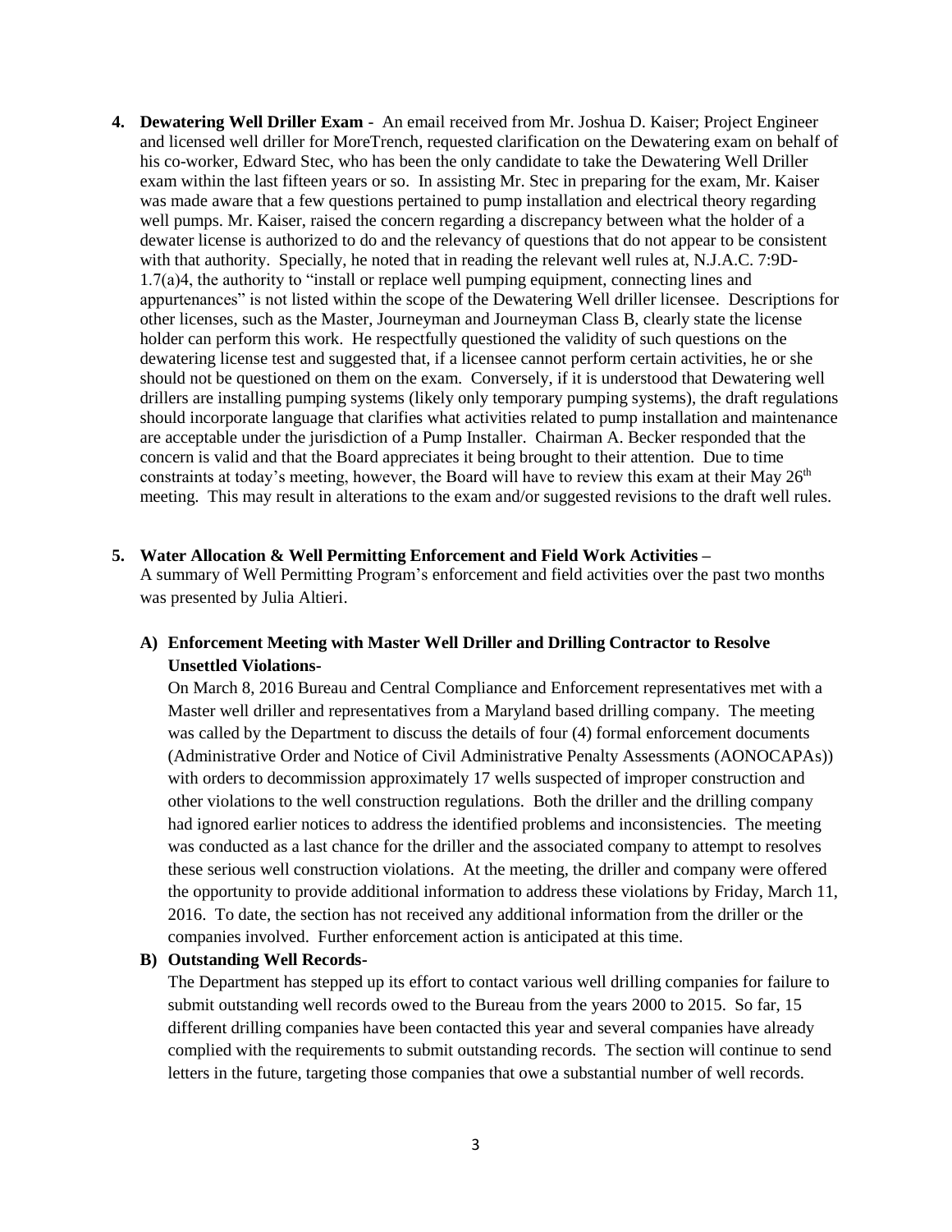**4. Dewatering Well Driller Exam** - An email received from Mr. Joshua D. Kaiser; Project Engineer and licensed well driller for MoreTrench, requested clarification on the Dewatering exam on behalf of his co-worker, Edward Stec, who has been the only candidate to take the Dewatering Well Driller exam within the last fifteen years or so. In assisting Mr. Stec in preparing for the exam, Mr. Kaiser was made aware that a few questions pertained to pump installation and electrical theory regarding well pumps. Mr. Kaiser, raised the concern regarding a discrepancy between what the holder of a dewater license is authorized to do and the relevancy of questions that do not appear to be consistent with that authority. Specially, he noted that in reading the relevant well rules at, N.J.A.C. 7:9D-1.7(a)4, the authority to "install or replace well pumping equipment, connecting lines and appurtenances" is not listed within the scope of the Dewatering Well driller licensee. Descriptions for other licenses, such as the Master, Journeyman and Journeyman Class B, clearly state the license holder can perform this work. He respectfully questioned the validity of such questions on the dewatering license test and suggested that, if a licensee cannot perform certain activities, he or she should not be questioned on them on the exam. Conversely, if it is understood that Dewatering well drillers are installing pumping systems (likely only temporary pumping systems), the draft regulations should incorporate language that clarifies what activities related to pump installation and maintenance are acceptable under the jurisdiction of a Pump Installer. Chairman A. Becker responded that the concern is valid and that the Board appreciates it being brought to their attention. Due to time constraints at today's meeting, however, the Board will have to review this exam at their May 26th meeting. This may result in alterations to the exam and/or suggested revisions to the draft well rules.

**5. Water Allocation & Well Permitting Enforcement and Field Work Activities –**
A summary of Well Permitting Program's enforcement and field activities over the past two months was presented by Julia Altieri.

**A) Enforcement Meeting with Master Well Driller and Drilling Contractor to Resolve Unsettled Violations-**
On March 8, 2016 Bureau and Central Compliance and Enforcement representatives met with a Master well driller and representatives from a Maryland based drilling company. The meeting was called by the Department to discuss the details of four (4) formal enforcement documents (Administrative Order and Notice of Civil Administrative Penalty Assessments (AONOCAPAs)) with orders to decommission approximately 17 wells suspected of improper construction and other violations to the well construction regulations. Both the driller and the drilling company had ignored earlier notices to address the identified problems and inconsistencies. The meeting was conducted as a last chance for the driller and the associated company to attempt to resolves these serious well construction violations. At the meeting, the driller and company were offered the opportunity to provide additional information to address these violations by Friday, March 11, 2016. To date, the section has not received any additional information from the driller or the companies involved. Further enforcement action is anticipated at this time.

**B) Outstanding Well Records-**
The Department has stepped up its effort to contact various well drilling companies for failure to submit outstanding well records owed to the Bureau from the years 2000 to 2015. So far, 15 different drilling companies have been contacted this year and several companies have already complied with the requirements to submit outstanding records. The section will continue to send letters in the future, targeting those companies that owe a substantial number of well records.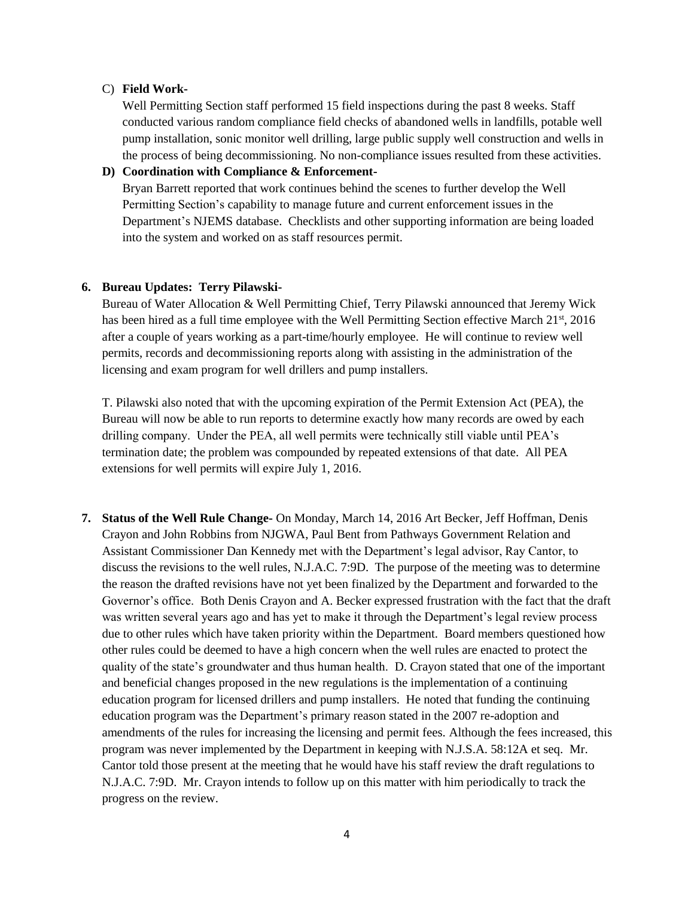C) **Field Work-**

Well Permitting Section staff performed 15 field inspections during the past 8 weeks. Staff conducted various random compliance field checks of abandoned wells in landfills, potable well pump installation, sonic monitor well drilling, large public supply well construction and wells in the process of being decommissioning. No non-compliance issues resulted from these activities.

**D) Coordination with Compliance & Enforcement-**

Bryan Barrett reported that work continues behind the scenes to further develop the Well Permitting Section's capability to manage future and current enforcement issues in the Department's NJEMS database. Checklists and other supporting information are being loaded into the system and worked on as staff resources permit.

**6. Bureau Updates: Terry Pilawski-**

Bureau of Water Allocation & Well Permitting Chief, Terry Pilawski announced that Jeremy Wick has been hired as a full time employee with the Well Permitting Section effective March 21st, 2016 after a couple of years working as a part-time/hourly employee. He will continue to review well permits, records and decommissioning reports along with assisting in the administration of the licensing and exam program for well drillers and pump installers.

T. Pilawski also noted that with the upcoming expiration of the Permit Extension Act (PEA), the Bureau will now be able to run reports to determine exactly how many records are owed by each drilling company. Under the PEA, all well permits were technically still viable until PEA's termination date; the problem was compounded by repeated extensions of that date. All PEA extensions for well permits will expire July 1, 2016.

**7. Status of the Well Rule Change-** On Monday, March 14, 2016 Art Becker, Jeff Hoffman, Denis Crayon and John Robbins from NJGWA, Paul Bent from Pathways Government Relation and Assistant Commissioner Dan Kennedy met with the Department's legal advisor, Ray Cantor, to discuss the revisions to the well rules, N.J.A.C. 7:9D. The purpose of the meeting was to determine the reason the drafted revisions have not yet been finalized by the Department and forwarded to the Governor's office. Both Denis Crayon and A. Becker expressed frustration with the fact that the draft was written several years ago and has yet to make it through the Department's legal review process due to other rules which have taken priority within the Department. Board members questioned how other rules could be deemed to have a high concern when the well rules are enacted to protect the quality of the state's groundwater and thus human health. D. Crayon stated that one of the important and beneficial changes proposed in the new regulations is the implementation of a continuing education program for licensed drillers and pump installers. He noted that funding the continuing education program was the Department's primary reason stated in the 2007 re-adoption and amendments of the rules for increasing the licensing and permit fees. Although the fees increased, this program was never implemented by the Department in keeping with N.J.S.A. 58:12A et seq. Mr. Cantor told those present at the meeting that he would have his staff review the draft regulations to N.J.A.C. 7:9D. Mr. Crayon intends to follow up on this matter with him periodically to track the progress on the review.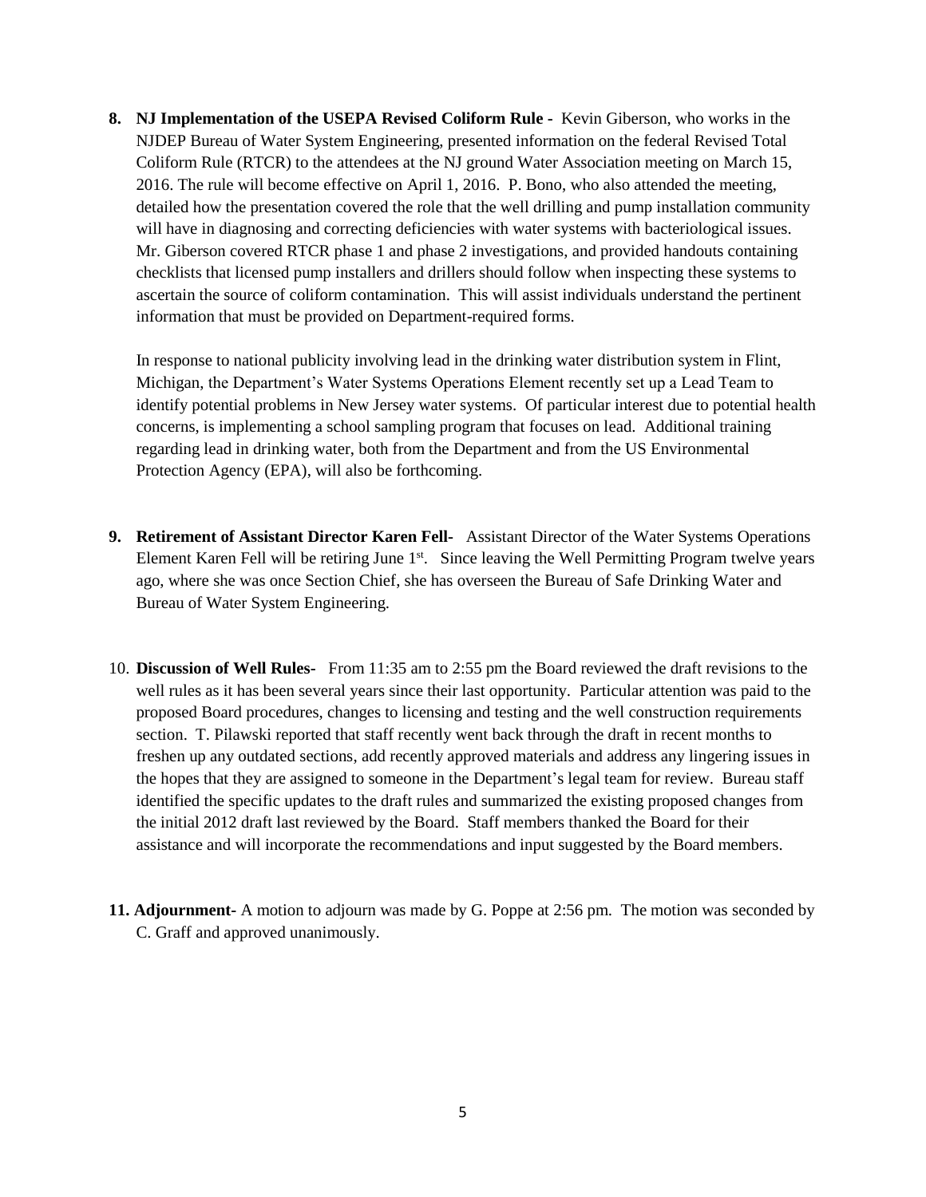**8. NJ Implementation of the USEPA Revised Coliform Rule -** Kevin Giberson, who works in the NJDEP Bureau of Water System Engineering, presented information on the federal Revised Total Coliform Rule (RTCR) to the attendees at the NJ ground Water Association meeting on March 15, 2016. The rule will become effective on April 1, 2016. P. Bono, who also attended the meeting, detailed how the presentation covered the role that the well drilling and pump installation community will have in diagnosing and correcting deficiencies with water systems with bacteriological issues. Mr. Giberson covered RTCR phase 1 and phase 2 investigations, and provided handouts containing checklists that licensed pump installers and drillers should follow when inspecting these systems to ascertain the source of coliform contamination. This will assist individuals understand the pertinent information that must be provided on Department-required forms.

In response to national publicity involving lead in the drinking water distribution system in Flint, Michigan, the Department's Water Systems Operations Element recently set up a Lead Team to identify potential problems in New Jersey water systems. Of particular interest due to potential health concerns, is implementing a school sampling program that focuses on lead. Additional training regarding lead in drinking water, both from the Department and from the US Environmental Protection Agency (EPA), will also be forthcoming.

**9. Retirement of Assistant Director Karen Fell-** Assistant Director of the Water Systems Operations Element Karen Fell will be retiring June 1st. Since leaving the Well Permitting Program twelve years ago, where she was once Section Chief, she has overseen the Bureau of Safe Drinking Water and Bureau of Water System Engineering.

10. **Discussion of Well Rules-** From 11:35 am to 2:55 pm the Board reviewed the draft revisions to the well rules as it has been several years since their last opportunity. Particular attention was paid to the proposed Board procedures, changes to licensing and testing and the well construction requirements section. T. Pilawski reported that staff recently went back through the draft in recent months to freshen up any outdated sections, add recently approved materials and address any lingering issues in the hopes that they are assigned to someone in the Department's legal team for review. Bureau staff identified the specific updates to the draft rules and summarized the existing proposed changes from the initial 2012 draft last reviewed by the Board. Staff members thanked the Board for their assistance and will incorporate the recommendations and input suggested by the Board members.

**11. Adjournment-** A motion to adjourn was made by G. Poppe at 2:56 pm. The motion was seconded by C. Graff and approved unanimously.